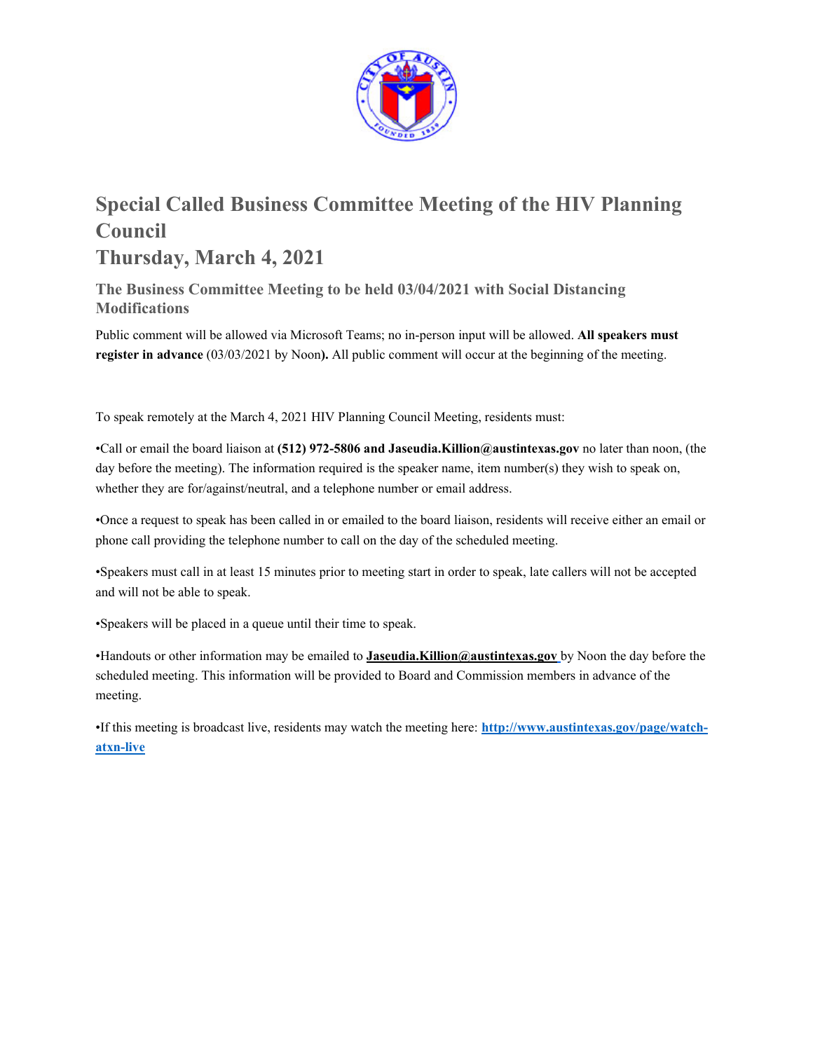# Special Called Business Committee Meeting of the HIV Planning Council
# Thursday, March 4, 2021

### The Business Committee Meeting to be held 03/04/2021 with Social Distancing Modifications

Public comment will be allowed via Microsoft Teams; no in-person input will be allowed. **All speakers must register in advance** (03/03/2021 by Noon**).** All public comment will occur at the beginning of the meeting.

To speak remotely at the March 4, 2021 HIV Planning Council Meeting, residents must:

•Call or email the board liaison at **(512) 972-5806 and Jaseudia.Killion@austintexas.gov** no later than noon, (the day before the meeting). The information required is the speaker name, item number(s) they wish to speak on, whether they are for/against/neutral, and a telephone number or email address.

•Once a request to speak has been called in or emailed to the board liaison, residents will receive either an email or phone call providing the telephone number to call on the day of the scheduled meeting.

•Speakers must call in at least 15 minutes prior to meeting start in order to speak, late callers will not be accepted and will not be able to speak.

•Speakers will be placed in a queue until their time to speak.

•Handouts or other information may be emailed to **Jaseudia.Killion@austintexas.gov** by Noon the day before the scheduled meeting. This information will be provided to Board and Commission members in advance of the meeting.

•If this meeting is broadcast live, residents may watch the meeting here: **http://www.austintexas.gov/page/watch-atxn-live**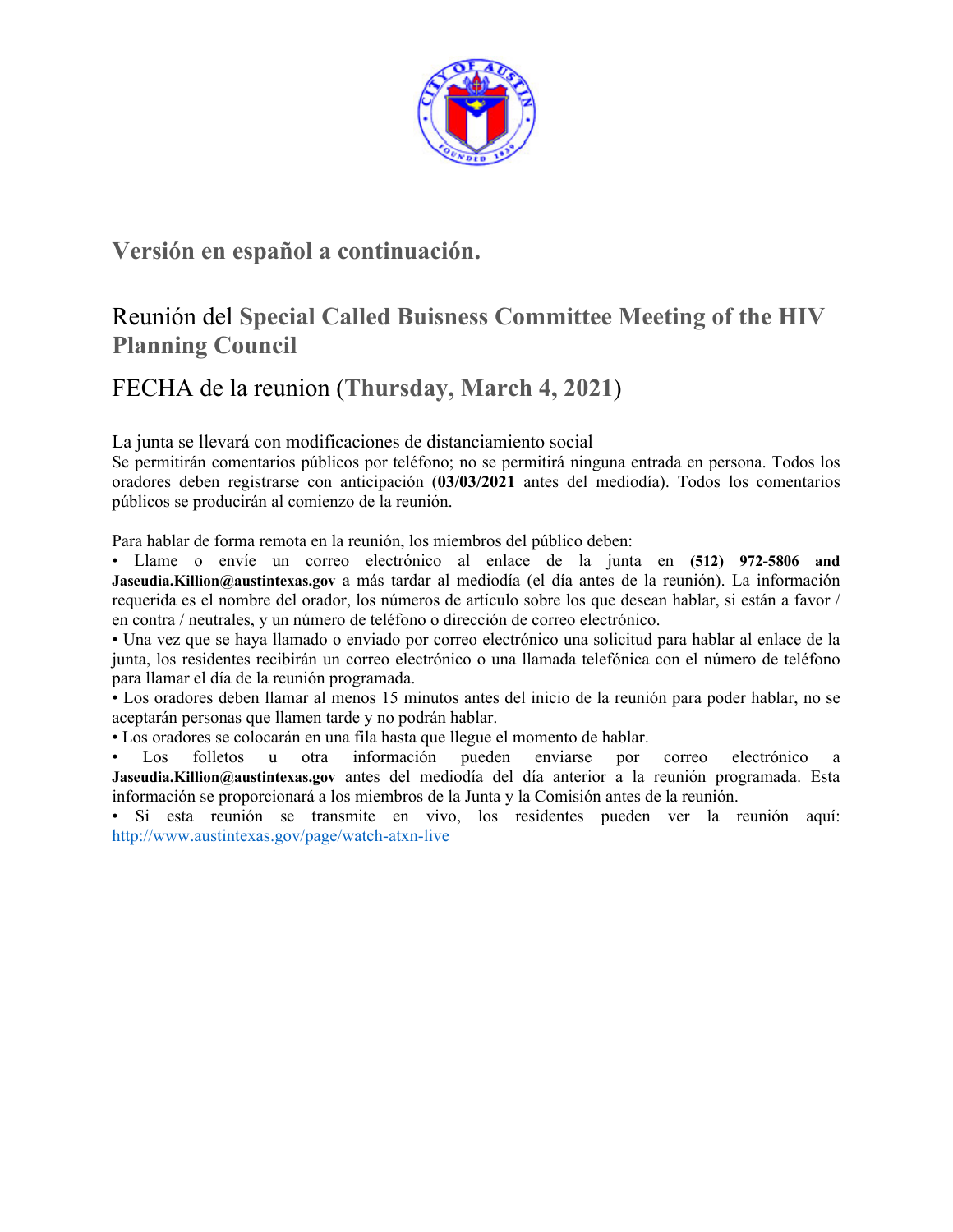## Versión en español a continuación.

## Reunión del **Special Called Buisness Committee Meeting of the HIV Planning Council**

## FECHA de la reunion (**Thursday, March 4, 2021**)

La junta se llevará con modificaciones de distanciamiento social
Se permitirán comentarios públicos por teléfono; no se permitirá ninguna entrada en persona. Todos los oradores deben registrarse con anticipación (**03/03/2021** antes del mediodía). Todos los comentarios públicos se producirán al comienzo de la reunión.

Para hablar de forma remota en la reunión, los miembros del público deben:

- Llame o envíe un correo electrónico al enlace de la junta en **(512) 972-5806 and Jaseudia.Killion@austintexas.gov** a más tardar al mediodía (el día antes de la reunión). La información requerida es el nombre del orador, los números de artículo sobre los que desean hablar, si están a favor / en contra / neutrales, y un número de teléfono o dirección de correo electrónico.
- Una vez que se haya llamado o enviado por correo electrónico una solicitud para hablar al enlace de la junta, los residentes recibirán un correo electrónico o una llamada telefónica con el número de teléfono para llamar el día de la reunión programada.
- Los oradores deben llamar al menos 15 minutos antes del inicio de la reunión para poder hablar, no se aceptarán personas que llamen tarde y no podrán hablar.
- Los oradores se colocarán en una fila hasta que llegue el momento de hablar.
- Los folletos u otra información pueden enviarse por correo electrónico a **Jaseudia.Killion@austintexas.gov** antes del mediodía del día anterior a la reunión programada. Esta información se proporcionará a los miembros de la Junta y la Comisión antes de la reunión.
- Si esta reunión se transmite en vivo, los residentes pueden ver la reunión aquí: http://www.austintexas.gov/page/watch-atxn-live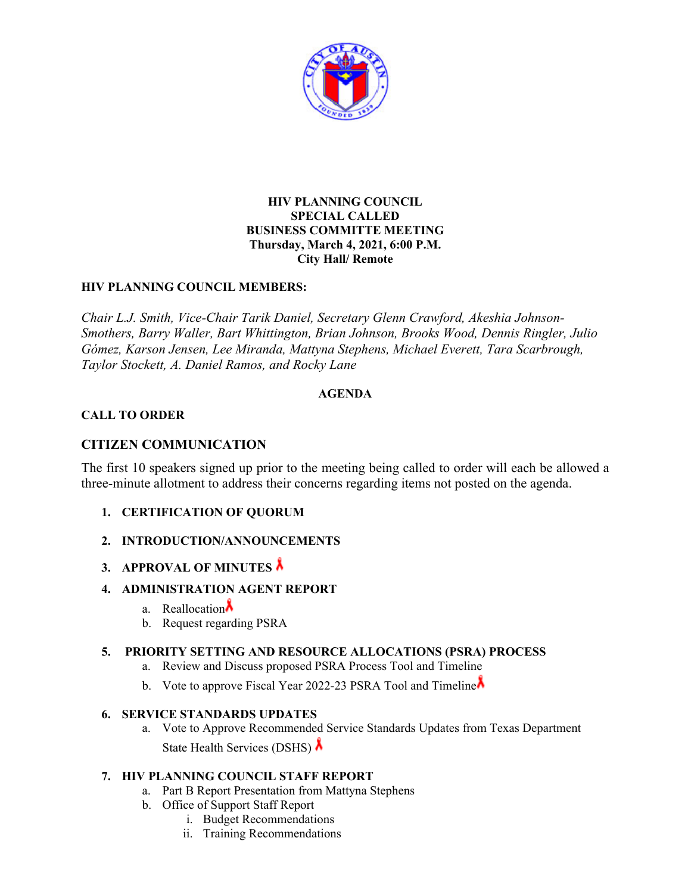**HIV PLANNING COUNCIL**
**SPECIAL CALLED**
**BUSINESS COMMITTE MEETING**
**Thursday, March 4, 2021, 6:00 P.M.**
**City Hall/ Remote**

**HIV PLANNING COUNCIL MEMBERS:**

*Chair L.J. Smith, Vice-Chair Tarik Daniel, Secretary Glenn Crawford, Akeshia Johnson-Smothers, Barry Waller, Bart Whittington, Brian Johnson, Brooks Wood, Dennis Ringler, Julio Gómez, Karson Jensen, Lee Miranda, Mattyna Stephens, Michael Everett, Tara Scarbrough, Taylor Stockett, A. Daniel Ramos, and Rocky Lane*

**AGENDA**

**CALL TO ORDER**

## CITIZEN COMMUNICATION

The first 10 speakers signed up prior to the meeting being called to order will each be allowed a three-minute allotment to address their concerns regarding items not posted on the agenda.

1. **CERTIFICATION OF QUORUM**
2. **INTRODUCTION/ANNOUNCEMENTS**
3. **APPROVAL OF MINUTES**
4. **ADMINISTRATION AGENT REPORT**
   a. Reallocation
   b. Request regarding PSRA
5. **PRIORITY SETTING AND RESOURCE ALLOCATIONS (PSRA) PROCESS**
   a. Review and Discuss proposed PSRA Process Tool and Timeline
   b. Vote to approve Fiscal Year 2022-23 PSRA Tool and Timeline
6. **SERVICE STANDARDS UPDATES**
   a. Vote to Approve Recommended Service Standards Updates from Texas Department State Health Services (DSHS)
7. **HIV PLANNING COUNCIL STAFF REPORT**
   a. Part B Report Presentation from Mattyna Stephens
   b. Office of Support Staff Report
      i. Budget Recommendations
      ii. Training Recommendations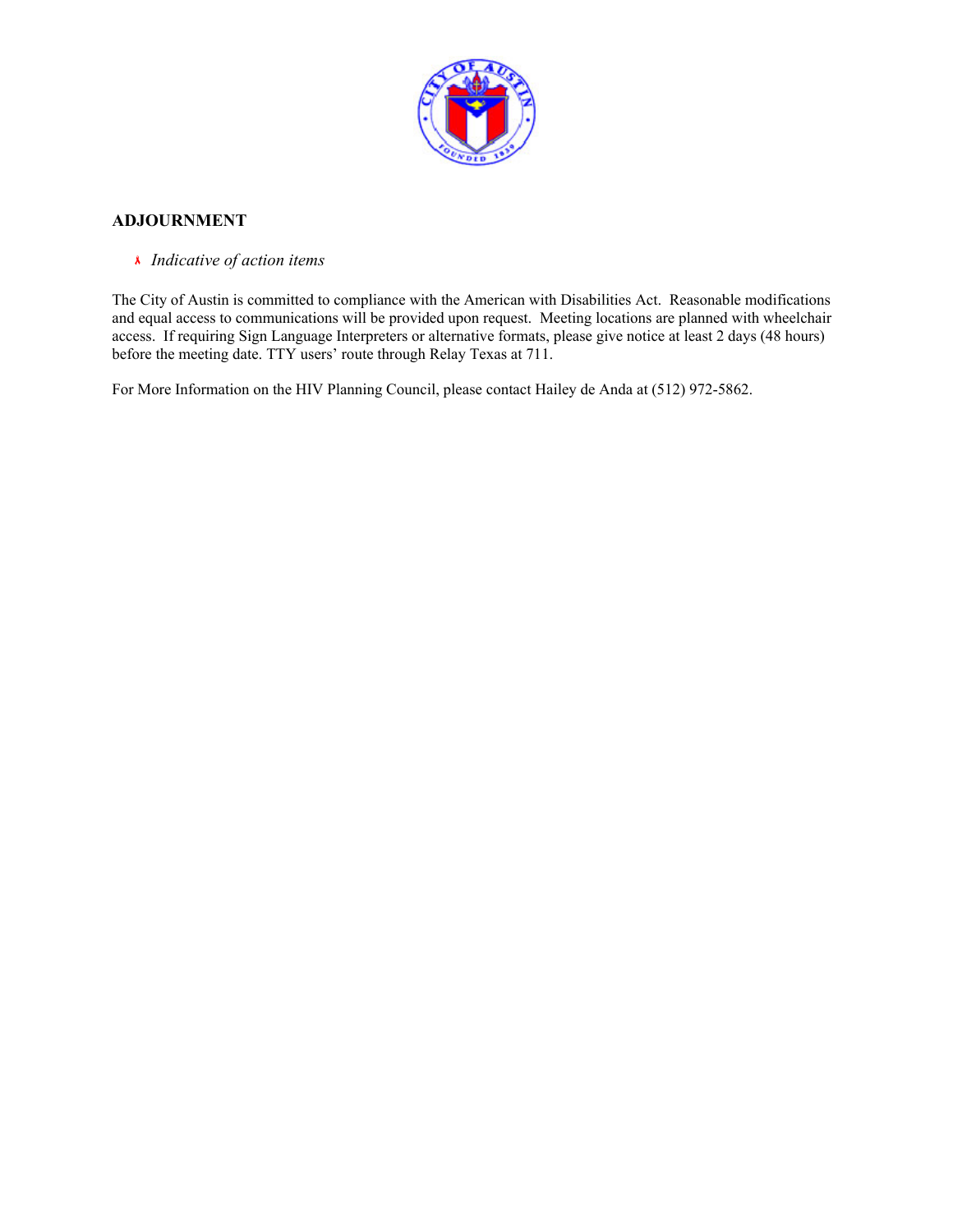**ADJOURNMENT**

- *Indicative of action items*

The City of Austin is committed to compliance with the American with Disabilities Act. Reasonable modifications and equal access to communications will be provided upon request. Meeting locations are planned with wheelchair access. If requiring Sign Language Interpreters or alternative formats, please give notice at least 2 days (48 hours) before the meeting date. TTY users' route through Relay Texas at 711.

For More Information on the HIV Planning Council, please contact Hailey de Anda at (512) 972-5862.